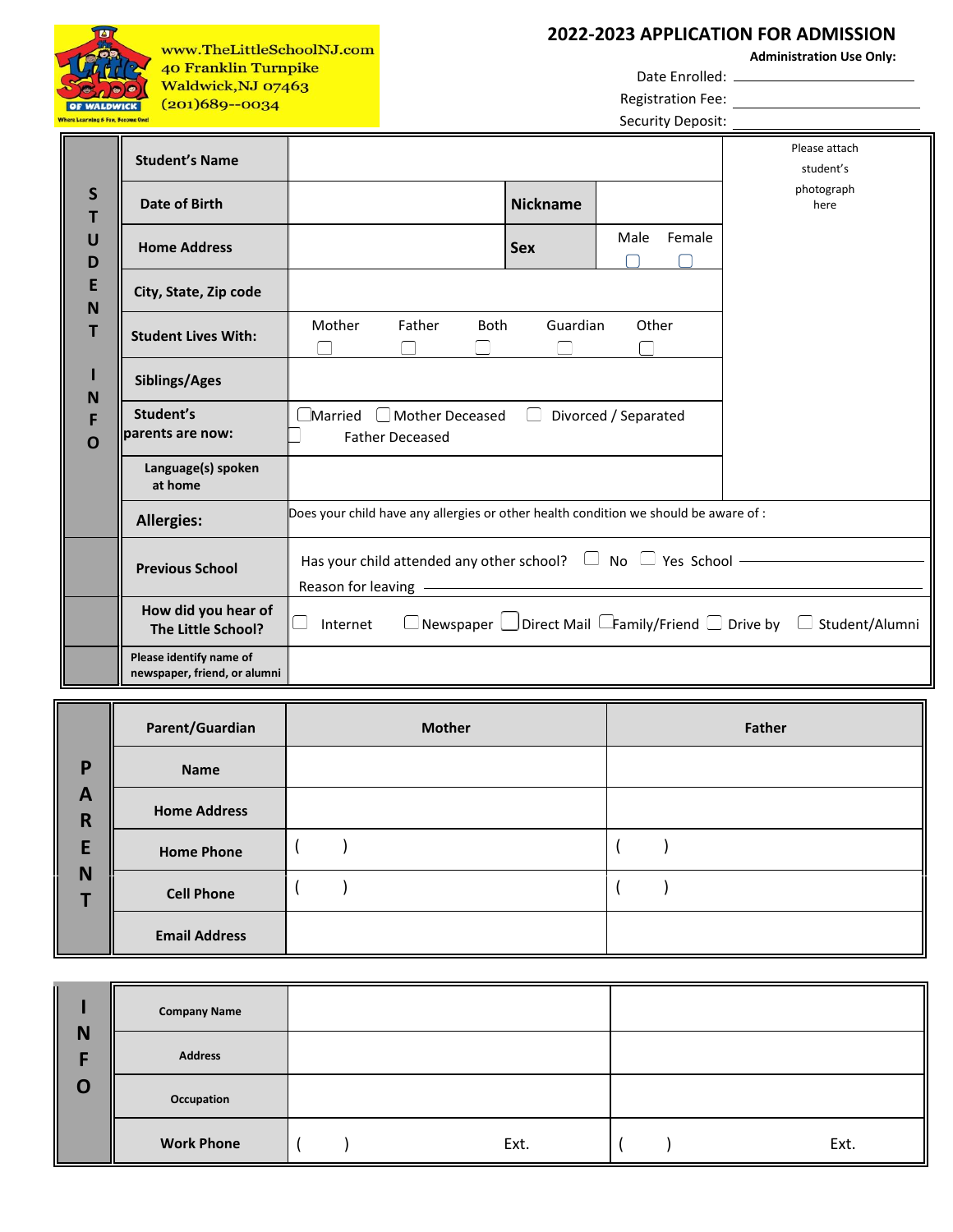www.TheLittleSchoolNJ.com
40 Franklin Turnpike
Waldwick,NJ 07463
(201)689--0034

# 2022-2023 APPLICATION FOR ADMISSION

**Administration Use Only:**

Date Enrolled: ____________________

Registration Fee: ____________________

Security Deposit: ____________________

## STUDENT INFO

| | | | | |
|---|---|---|---|---|
| **Student's Name** | | | | Please attach student's photograph here |
| **Date of Birth** | | **Nickname** | | |
| **Home Address** | | **Sex** | Male ☐ Female ☐ | |
| **City, State, Zip code** | | | | |
| **Student Lives With:** | Mother ☐ Father ☐ Both ☐ Guardian ☐ Other ☐ | | | |
| **Siblings/Ages** | | | | |
| **Student's parents are now:** | ☐Married ☐Mother Deceased ☐ Divorced / Separated ☐ Father Deceased | | | |
| **Language(s) spoken at home** | | | | |
| **Allergies:** | Does your child have any allergies or other health condition we should be aware of : | | | |
| **Previous School** | Has your child attended any other school? ☐ No ☐ Yes School ____________ Reason for leaving ____________ | | | |
| **How did you hear of The Little School?** | ☐ Internet ☐Newspaper ☐Direct Mail ☐Family/Friend ☐ Drive by ☐ Student/Alumni | | | |
| **Please identify name of newspaper, friend, or alumni** | | | | |

## PARENT INFO

| **Parent/Guardian** | **Mother** | **Father** |
|---|---|---|
| **Name** | | |
| **Home Address** | | |
| **Home Phone** | (    ) | (    ) |
| **Cell Phone** | (    ) | (    ) |
| **Email Address** | | |

## INFO

| | | |
|---|---|---|
| **Company Name** | | |
| **Address** | | |
| **Occupation** | | |
| **Work Phone** | (    ) Ext. | (    ) Ext. |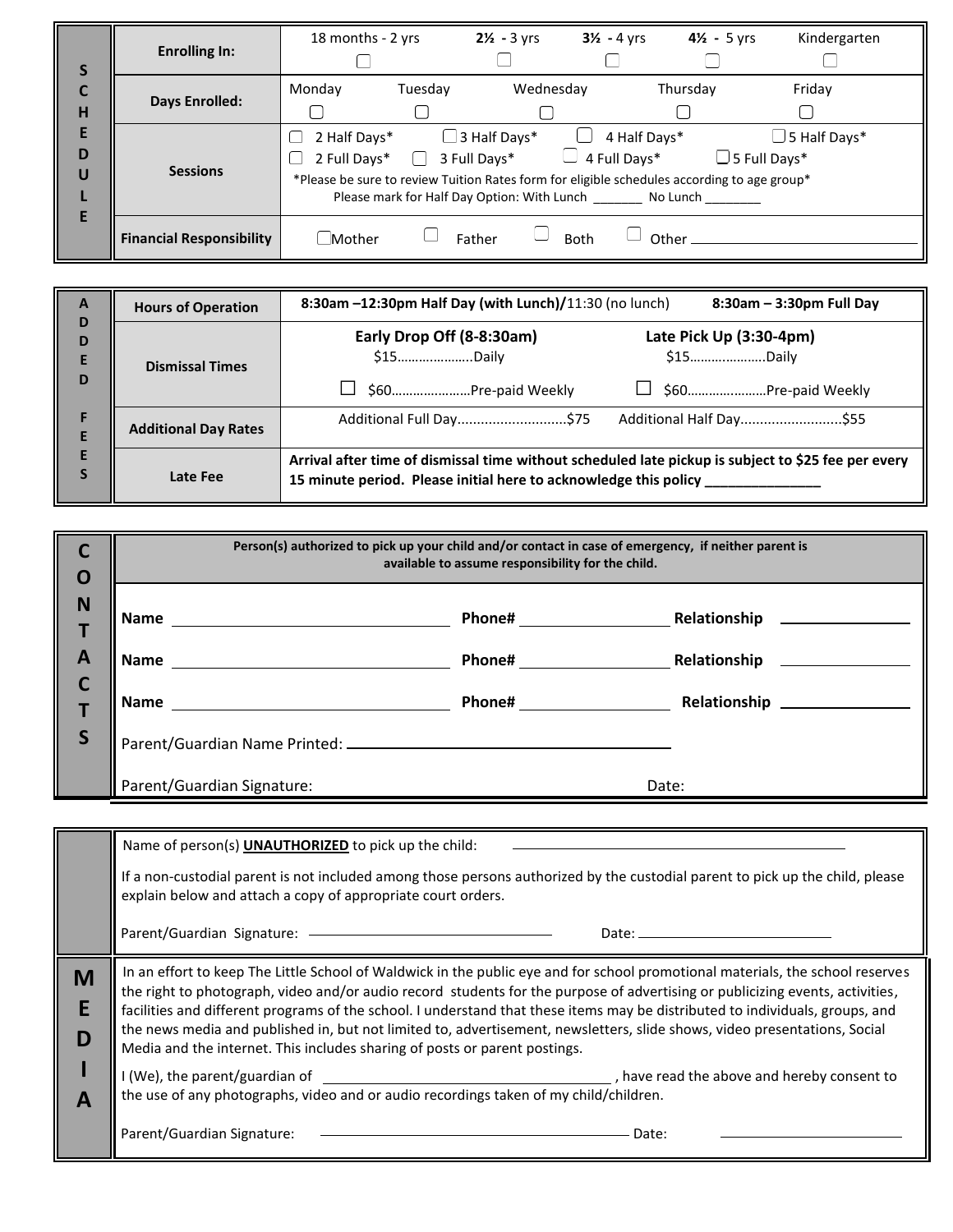| SCHEDULE | | |
|---|---|---|
| | **Enrolling In:** | 18 months - 2 yrs ☐ &nbsp; **2½ - 3 yrs** ☐ &nbsp; **3½ - 4 yrs** ☐ &nbsp; **4½ - 5 yrs** ☐ &nbsp; Kindergarten ☐ |
| | **Days Enrolled:** | Monday ☐ &nbsp; Tuesday ☐ &nbsp; Wednesday ☐ &nbsp; Thursday ☐ &nbsp; Friday ☐ |
| | **Sessions** | ☐ 2 Half Days* &nbsp; ☐ 3 Half Days* &nbsp; ☐ 4 Half Days* &nbsp; ☐ 5 Half Days*<br>☐ 2 Full Days* &nbsp; ☐ 3 Full Days* &nbsp; ☐ 4 Full Days* &nbsp; ☐ 5 Full Days*<br>*Please be sure to review Tuition Rates form for eligible schedules according to age group*<br>Please mark for Half Day Option: With Lunch _______ No Lunch ________ |
| | **Financial Responsibility** | ☐ Mother &nbsp; ☐ Father &nbsp; ☐ Both &nbsp; ☐ Other ______________________________ |

| ADDED FEES | | | |
|---|---|---|---|
| | **Hours of Operation** | **8:30am –12:30pm Half Day (with Lunch)/**11:30 (no lunch) | **8:30am – 3:30pm Full Day** |
| | **Dismissal Times** | **Early Drop Off (8-8:30am)**<br>$15…………………Daily<br>☐ $60…………………Pre-paid Weekly | **Late Pick Up (3:30-4pm)**<br>$15…………………Daily<br>☐ $60…………………Pre-paid Weekly |
| | **Additional Day Rates** | Additional Full Day……………………….$75 | Additional Half Day……………………..$55 |
| | **Late Fee** | **Arrival after time of dismissal time without scheduled late pickup is subject to $25 fee per every 15 minute period. Please initial here to acknowledge this policy _______________** | |

## CONTACTS

**Person(s) authorized to pick up your child and/or contact in case of emergency, if neither parent is available to assume responsibility for the child.**

**Name** ______________________________ **Phone#** ________________ **Relationship** _______________

**Name** ______________________________ **Phone#** ________________ **Relationship** _______________

**Name** ______________________________ **Phone#** ________________ **Relationship** _______________

Parent/Guardian Name Printed: ____________________________________

Parent/Guardian Signature: &nbsp;&nbsp;&nbsp;&nbsp;&nbsp;&nbsp;&nbsp;&nbsp;&nbsp;&nbsp;&nbsp;&nbsp;&nbsp;&nbsp;&nbsp;&nbsp;&nbsp;&nbsp;&nbsp;&nbsp; Date:

---

Name of person(s) **UNAUTHORIZED** to pick up the child: ____________________________________

If a non-custodial parent is not included among those persons authorized by the custodial parent to pick up the child, please explain below and attach a copy of appropriate court orders.

Parent/Guardian Signature: ______________________________ Date: ______________________

## MEDIA

In an effort to keep The Little School of Waldwick in the public eye and for school promotional materials, the school reserves the right to photograph, video and/or audio record students for the purpose of advertising or publicizing events, activities, facilities and different programs of the school. I understand that these items may be distributed to individuals, groups, and the news media and published in, but not limited to, advertisement, newsletters, slide shows, video presentations, Social Media and the internet. This includes sharing of posts or parent postings.

I (We), the parent/guardian of ____________________________________, have read the above and hereby consent to the use of any photographs, video and or audio recordings taken of my child/children.

Parent/Guardian Signature: ____________________________________ Date: ______________________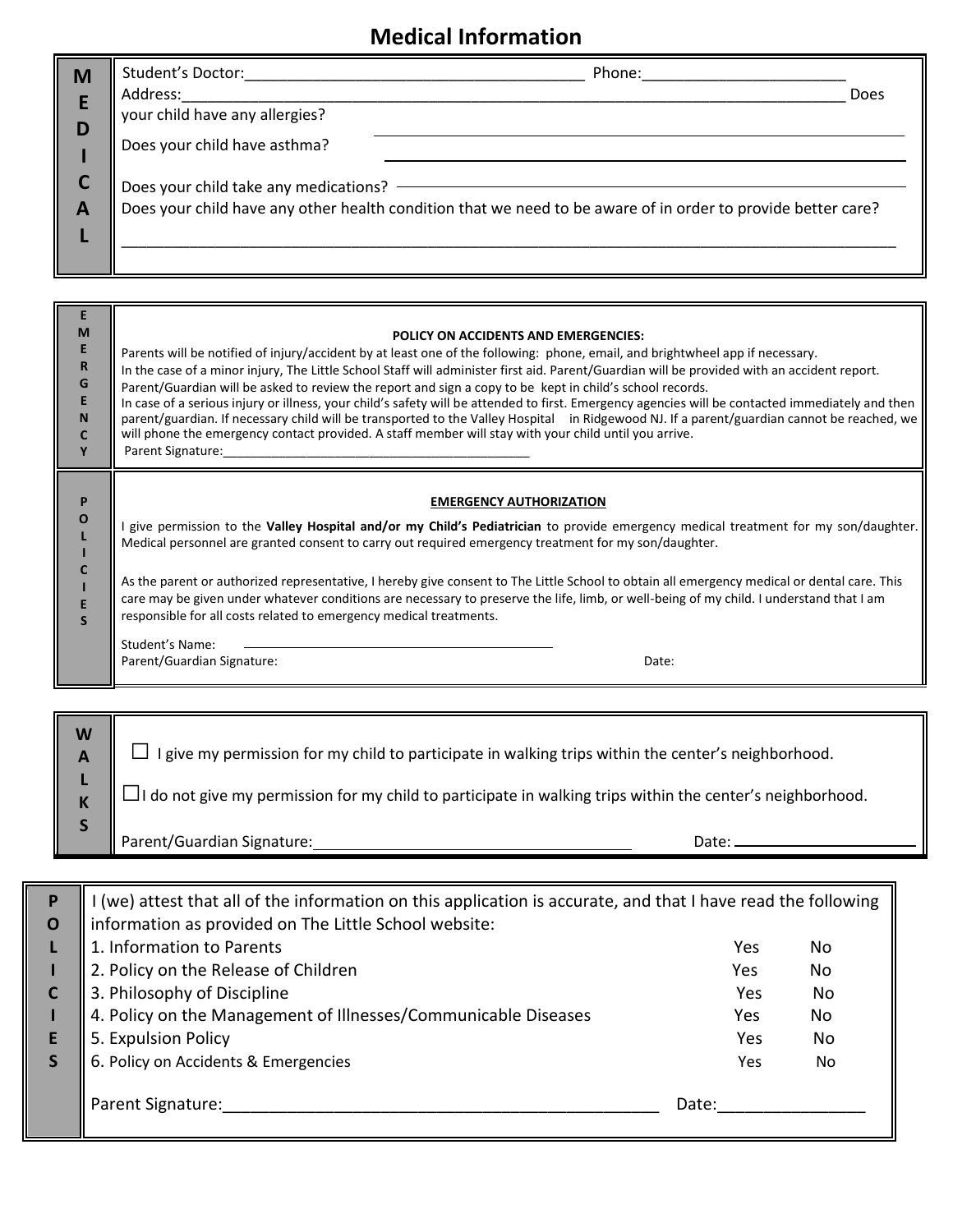# Medical Information

**MEDICAL**

Student's Doctor:_______________________________________ Phone:_______________________

Address:_____________________________________________________________________________ Does your child have any allergies? _______________________________________________

Does your child have asthma? _______________________________________________

Does your child take any medications? _______________________________________________

Does your child have any other health condition that we need to be aware of in order to provide better care?

_____________________________________________________________________________________________

**EMERGENCY POLICIES**

**POLICY ON ACCIDENTS AND EMERGENCIES:**

Parents will be notified of injury/accident by at least one of the following: phone, email, and brightwheel app if necessary.
In the case of a minor injury, The Little School Staff will administer first aid. Parent/Guardian will be provided with an accident report. Parent/Guardian will be asked to review the report and sign a copy to be kept in child's school records.
In case of a serious injury or illness, your child's safety will be attended to first. Emergency agencies will be contacted immediately and then parent/guardian. If necessary child will be transported to the Valley Hospital in Ridgewood NJ. If a parent/guardian cannot be reached, we will phone the emergency contact provided. A staff member will stay with your child until you arrive.

Parent Signature:___________________________________________

**EMERGENCY AUTHORIZATION**

I give permission to the **Valley Hospital and/or my Child's Pediatrician** to provide emergency medical treatment for my son/daughter. Medical personnel are granted consent to carry out required emergency treatment for my son/daughter.

As the parent or authorized representative, I hereby give consent to The Little School to obtain all emergency medical or dental care. This care may be given under whatever conditions are necessary to preserve the life, limb, or well-being of my child. I understand that I am responsible for all costs related to emergency medical treatments.

Student's Name: ___________________________________________

Parent/Guardian Signature: Date:

**WALKS**

☐ I give my permission for my child to participate in walking trips within the center's neighborhood.

☐ I do not give my permission for my child to participate in walking trips within the center's neighborhood.

Parent/Guardian Signature: ____________________________________ Date: ______________________

**POLICIES**

I (we) attest that all of the information on this application is accurate, and that I have read the following information as provided on The Little School website:

| | | |
|---|---|---|
| 1. Information to Parents | Yes | No |
| 2. Policy on the Release of Children | Yes | No |
| 3. Philosophy of Discipline | Yes | No |
| 4. Policy on the Management of Illnesses/Communicable Diseases | Yes | No |
| 5. Expulsion Policy | Yes | No |
| 6. Policy on Accidents & Emergencies | Yes | No |

Parent Signature:_______________________________________________ Date:________________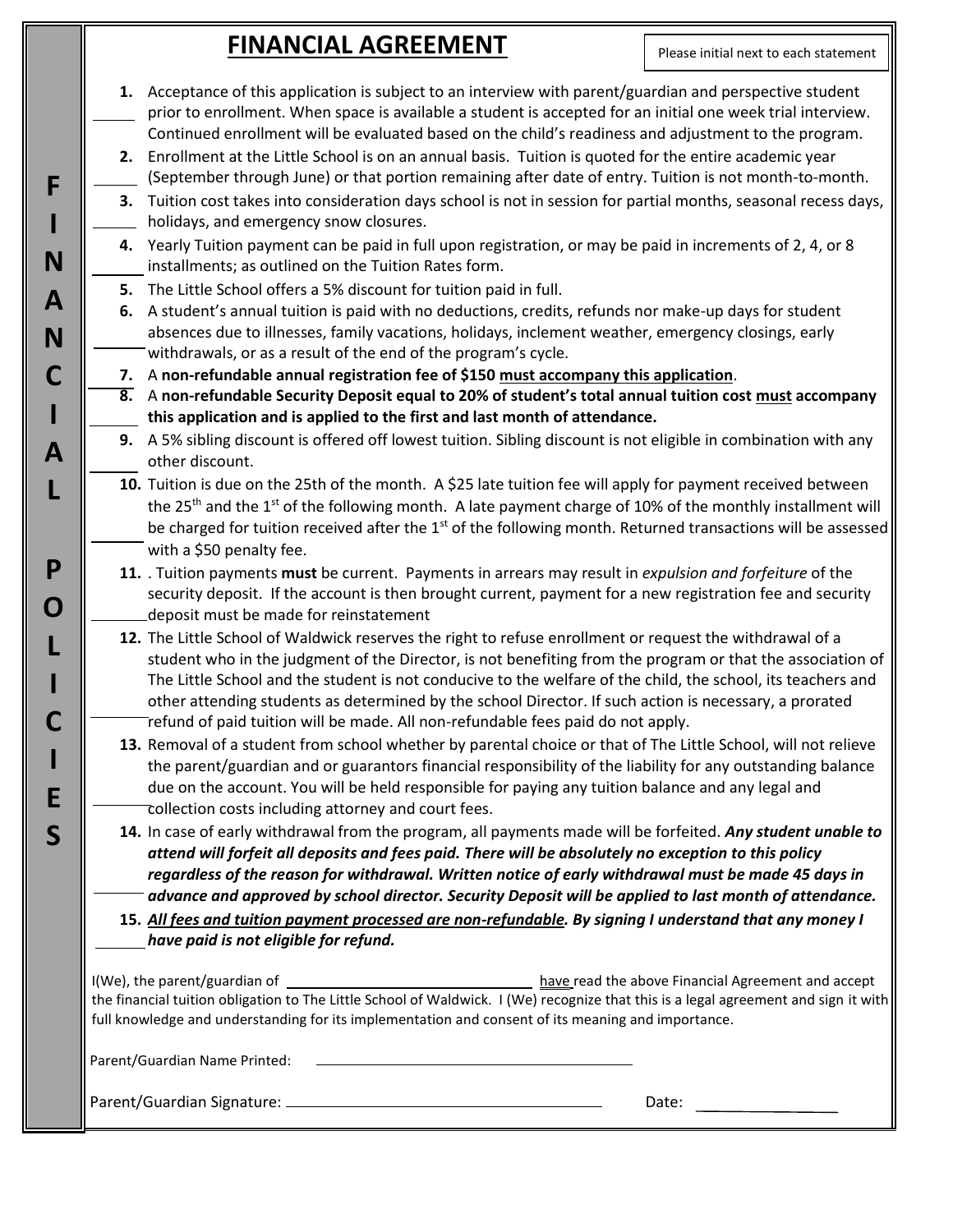# FINANCIAL AGREEMENT

Please initial next to each statement

FINANCIAL POLICIES

1. Acceptance of this application is subject to an interview with parent/guardian and perspective student prior to enrollment. When space is available a student is accepted for an initial one week trial interview. Continued enrollment will be evaluated based on the child's readiness and adjustment to the program. ______
2. Enrollment at the Little School is on an annual basis. Tuition is quoted for the entire academic year (September through June) or that portion remaining after date of entry. Tuition is not month-to-month. ______
3. Tuition cost takes into consideration days school is not in session for partial months, seasonal recess days, holidays, and emergency snow closures. ______
4. Yearly Tuition payment can be paid in full upon registration, or may be paid in increments of 2, 4, or 8 installments; as outlined on the Tuition Rates form. ______
5. The Little School offers a 5% discount for tuition paid in full.
6. A student's annual tuition is paid with no deductions, credits, refunds nor make-up days for student absences due to illnesses, family vacations, holidays, inclement weather, emergency closings, early withdrawals, or as a result of the end of the program's cycle. ______
7. A **non-refundable annual registration fee of $150 must accompany this application**.
8. A **non-refundable Security Deposit equal to 20% of student's total annual tuition cost must accompany this application and is applied to the first and last month of attendance.** ______
9. A 5% sibling discount is offered off lowest tuition. Sibling discount is not eligible in combination with any other discount. ______
10. Tuition is due on the 25th of the month. A $25 late tuition fee will apply for payment received between the 25th and the 1st of the following month. A late payment charge of 10% of the monthly installment will be charged for tuition received after the 1st of the following month. Returned transactions will be assessed with a $50 penalty fee. ______
11. . Tuition payments **must** be current. Payments in arrears may result in *expulsion and forfeiture* of the security deposit. If the account is then brought current, payment for a new registration fee and security deposit must be made for reinstatement ______
12. The Little School of Waldwick reserves the right to refuse enrollment or request the withdrawal of a student who in the judgment of the Director, is not benefiting from the program or that the association of The Little School and the student is not conducive to the welfare of the child, the school, its teachers and other attending students as determined by the school Director. If such action is necessary, a prorated refund of paid tuition will be made. All non-refundable fees paid do not apply. ______
13. Removal of a student from school whether by parental choice or that of The Little School, will not relieve the parent/guardian and or guarantors financial responsibility of the liability for any outstanding balance due on the account. You will be held responsible for paying any tuition balance and any legal and collection costs including attorney and court fees. ______
14. In case of early withdrawal from the program, all payments made will be forfeited. ***Any student unable to attend will forfeit all deposits and fees paid. There will be absolutely no exception to this policy regardless of the reason for withdrawal. Written notice of early withdrawal must be made 45 days in advance and approved by school director. Security Deposit will be applied to last month of attendance.*** ______
15. ***All fees and tuition payment processed are non-refundable. By signing I understand that any money I have paid is not eligible for refund.*** ______

I(We), the parent/guardian of ______________________________ have read the above Financial Agreement and accept the financial tuition obligation to The Little School of Waldwick. I (We) recognize that this is a legal agreement and sign it with full knowledge and understanding for its implementation and consent of its meaning and importance.

Parent/Guardian Name Printed: ______________________________

Parent/Guardian Signature: ______________________________ Date: ______________